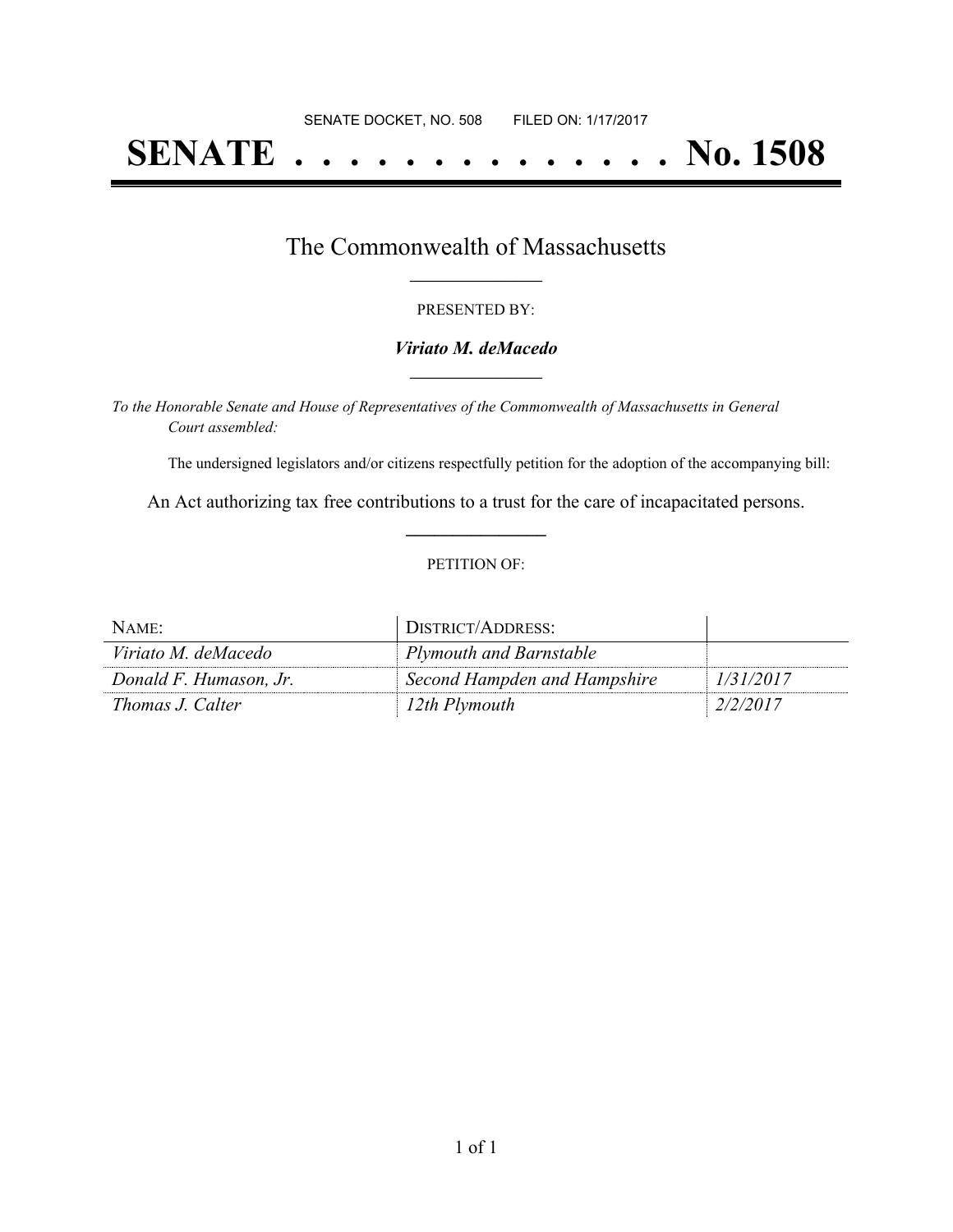SENATE DOCKET, NO. 508        FILED ON: 1/17/2017

# SENATE . . . . . . . . . . . . . . No. 1508

## The Commonwealth of Massachusetts

PRESENTED BY:

***Viriato M. deMacedo***

*To the Honorable Senate and House of Representatives of the Commonwealth of Massachusetts in General Court assembled:*

The undersigned legislators and/or citizens respectfully petition for the adoption of the accompanying bill:

An Act authorizing tax free contributions to a trust for the care of incapacitated persons.

PETITION OF:

| NAME: | DISTRICT/ADDRESS: | |
|---|---|---|
| *Viriato M. deMacedo* | *Plymouth and Barnstable* | |
| *Donald F. Humason, Jr.* | *Second Hampden and Hampshire* | *1/31/2017* |
| *Thomas J. Calter* | *12th Plymouth* | *2/2/2017* |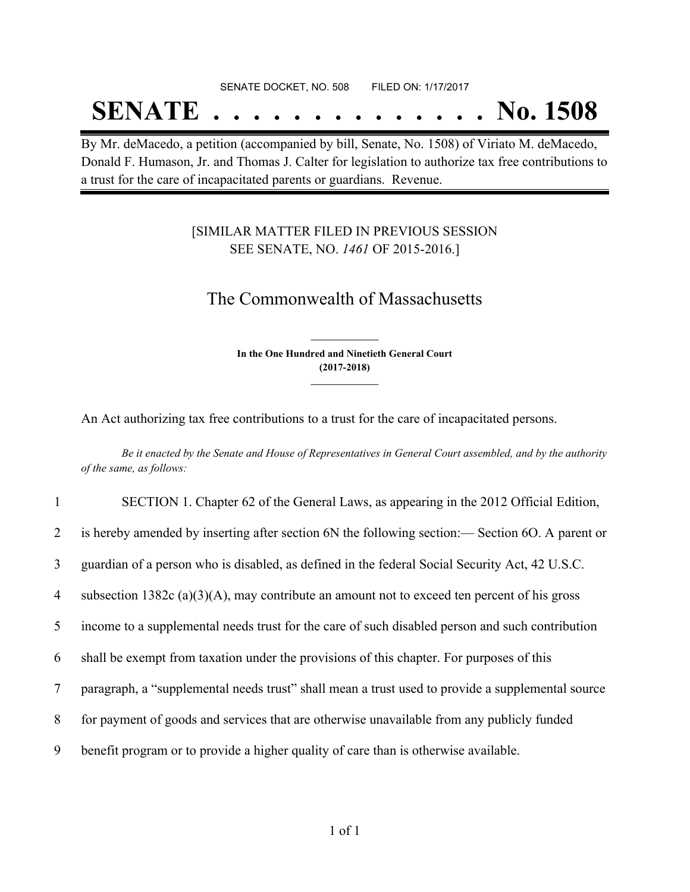SENATE DOCKET, NO. 508        FILED ON: 1/17/2017

# SENATE . . . . . . . . . . . . . . No. 1508

By Mr. deMacedo, a petition (accompanied by bill, Senate, No. 1508) of Viriato M. deMacedo, Donald F. Humason, Jr. and Thomas J. Calter for legislation to authorize tax free contributions to a trust for the care of incapacitated parents or guardians. Revenue.

[SIMILAR MATTER FILED IN PREVIOUS SESSION
SEE SENATE, NO. *1461* OF 2015-2016.]

## The Commonwealth of Massachusetts

**In the One Hundred and Ninetieth General Court**
**(2017-2018)**

An Act authorizing tax free contributions to a trust for the care of incapacitated persons.

*Be it enacted by the Senate and House of Representatives in General Court assembled, and by the authority of the same, as follows:*

1 SECTION 1. Chapter 62 of the General Laws, as appearing in the 2012 Official Edition,
2 is hereby amended by inserting after section 6N the following section:— Section 6O. A parent or
3 guardian of a person who is disabled, as defined in the federal Social Security Act, 42 U.S.C.
4 subsection 1382c (a)(3)(A), may contribute an amount not to exceed ten percent of his gross
5 income to a supplemental needs trust for the care of such disabled person and such contribution
6 shall be exempt from taxation under the provisions of this chapter. For purposes of this
7 paragraph, a "supplemental needs trust" shall mean a trust used to provide a supplemental source
8 for payment of goods and services that are otherwise unavailable from any publicly funded
9 benefit program or to provide a higher quality of care than is otherwise available.